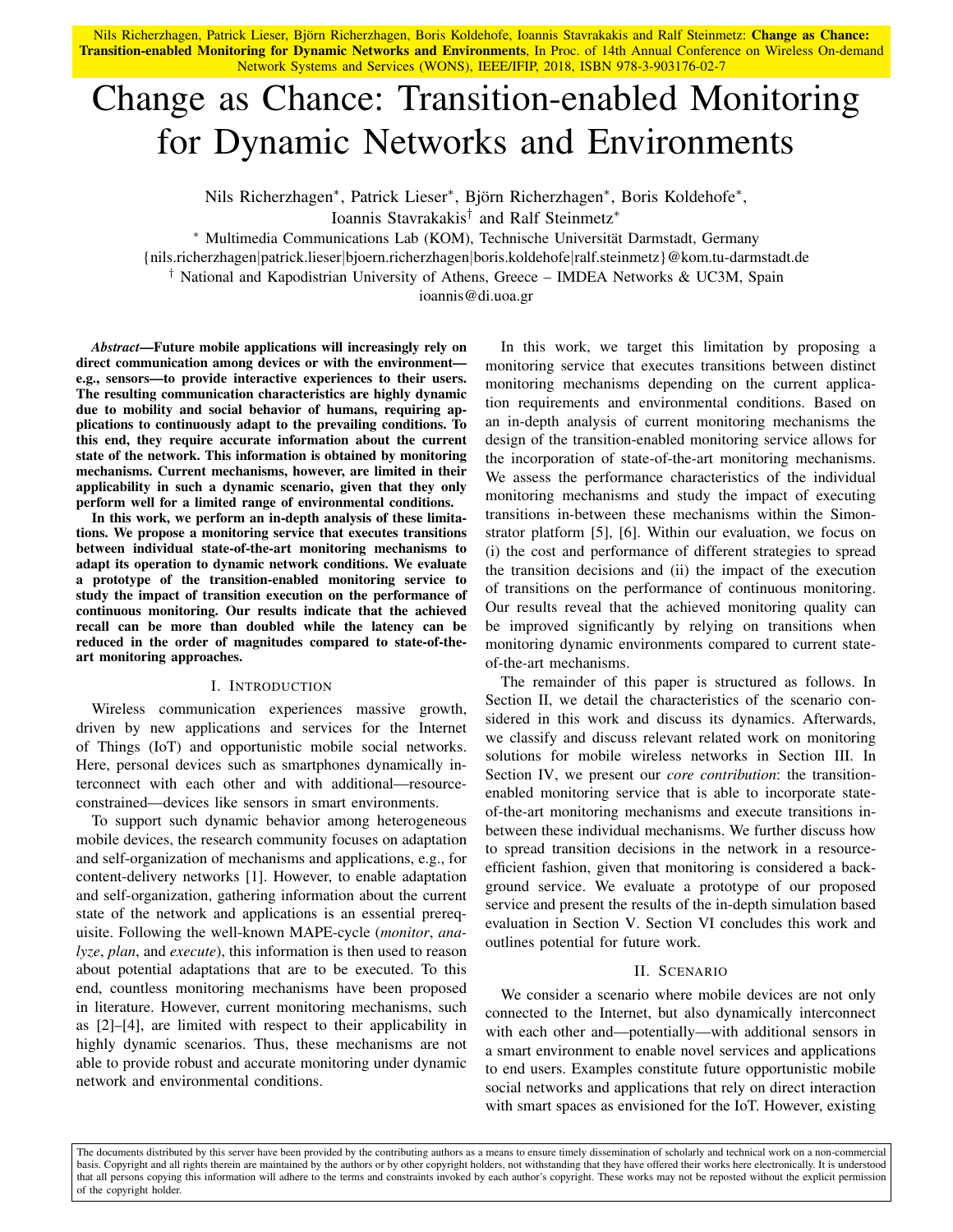Nils Richerzhagen, Patrick Lieser, Björn Richerzhagen, Boris Koldehofe, Ioannis Stavrakakis and Ralf Steinmetz: **Change as Chance: Transition-enabled Monitoring for Dynamic Networks and Environments**, In Proc. of 14th Annual Conference on Wireless On-demand Network Systems and Services (WONS), IEEE/IFIP, 2018, ISBN 978-3-903176-02-7

# Change as Chance: Transition-enabled Monitoring for Dynamic Networks and Environments

Nils Richerzhagen*, Patrick Lieser*, Björn Richerzhagen*, Boris Koldehofe*, Ioannis Stavrakakis† and Ralf Steinmetz*

* Multimedia Communications Lab (KOM), Technische Universität Darmstadt, Germany
{nils.richerzhagen|patrick.lieser|bjoern.richerzhagen|boris.koldehofe|ralf.steinmetz}@kom.tu-darmstadt.de

† National and Kapodistrian University of Athens, Greece – IMDEA Networks & UC3M, Spain
ioannis@di.uoa.gr

***Abstract*—Future mobile applications will increasingly rely on direct communication among devices or with the environment—e.g., sensors—to provide interactive experiences to their users. The resulting communication characteristics are highly dynamic due to mobility and social behavior of humans, requiring applications to continuously adapt to the prevailing conditions. To this end, they require accurate information about the current state of the network. This information is obtained by monitoring mechanisms. Current mechanisms, however, are limited in their applicability in such a dynamic scenario, given that they only perform well for a limited range of environmental conditions.**

**In this work, we perform an in-depth analysis of these limitations. We propose a monitoring service that executes transitions between individual state-of-the-art monitoring mechanisms to adapt its operation to dynamic network conditions. We evaluate a prototype of the transition-enabled monitoring service to study the impact of transition execution on the performance of continuous monitoring. Our results indicate that the achieved recall can be more than doubled while the latency can be reduced in the order of magnitudes compared to state-of-the-art monitoring approaches.**

## I. Introduction

Wireless communication experiences massive growth, driven by new applications and services for the Internet of Things (IoT) and opportunistic mobile social networks. Here, personal devices such as smartphones dynamically interconnect with each other and with additional—resource-constrained—devices like sensors in smart environments.

To support such dynamic behavior among heterogeneous mobile devices, the research community focuses on adaptation and self-organization of mechanisms and applications, e.g., for content-delivery networks [1]. However, to enable adaptation and self-organization, gathering information about the current state of the network and applications is an essential prerequisite. Following the well-known MAPE-cycle (*monitor*, *analyze*, *plan*, and *execute*), this information is then used to reason about potential adaptations that are to be executed. To this end, countless monitoring mechanisms have been proposed in literature. However, current monitoring mechanisms, such as [2]–[4], are limited with respect to their applicability in highly dynamic scenarios. Thus, these mechanisms are not able to provide robust and accurate monitoring under dynamic network and environmental conditions.

In this work, we target this limitation by proposing a monitoring service that executes transitions between distinct monitoring mechanisms depending on the current application requirements and environmental conditions. Based on an in-depth analysis of current monitoring mechanisms the design of the transition-enabled monitoring service allows for the incorporation of state-of-the-art monitoring mechanisms. We assess the performance characteristics of the individual monitoring mechanisms and study the impact of executing transitions in-between these mechanisms within the Simonstrator platform [5], [6]. Within our evaluation, we focus on (i) the cost and performance of different strategies to spread the transition decisions and (ii) the impact of the execution of transitions on the performance of continuous monitoring. Our results reveal that the achieved monitoring quality can be improved significantly by relying on transitions when monitoring dynamic environments compared to current state-of-the-art mechanisms.

The remainder of this paper is structured as follows. In Section II, we detail the characteristics of the scenario considered in this work and discuss its dynamics. Afterwards, we classify and discuss relevant related work on monitoring solutions for mobile wireless networks in Section III. In Section IV, we present our *core contribution*: the transition-enabled monitoring service that is able to incorporate state-of-the-art monitoring mechanisms and execute transitions in-between these individual mechanisms. We further discuss how to spread transition decisions in the network in a resource-efficient fashion, given that monitoring is considered a background service. We evaluate a prototype of our proposed service and present the results of the in-depth simulation based evaluation in Section V. Section VI concludes this work and outlines potential for future work.

## II. Scenario

We consider a scenario where mobile devices are not only connected to the Internet, but also dynamically interconnect with each other and—potentially—with additional sensors in a smart environment to enable novel services and applications to end users. Examples constitute future opportunistic mobile social networks and applications that rely on direct interaction with smart spaces as envisioned for the IoT. However, existing

The documents distributed by this server have been provided by the contributing authors as a means to ensure timely dissemination of scholarly and technical work on a non-commercial basis. Copyright and all rights therein are maintained by the authors or by other copyright holders, not withstanding that they have offered their works here electronically. It is understood that all persons copying this information will adhere to the terms and constraints invoked by each author's copyright. These works may not be reposted without the explicit permission of the copyright holder.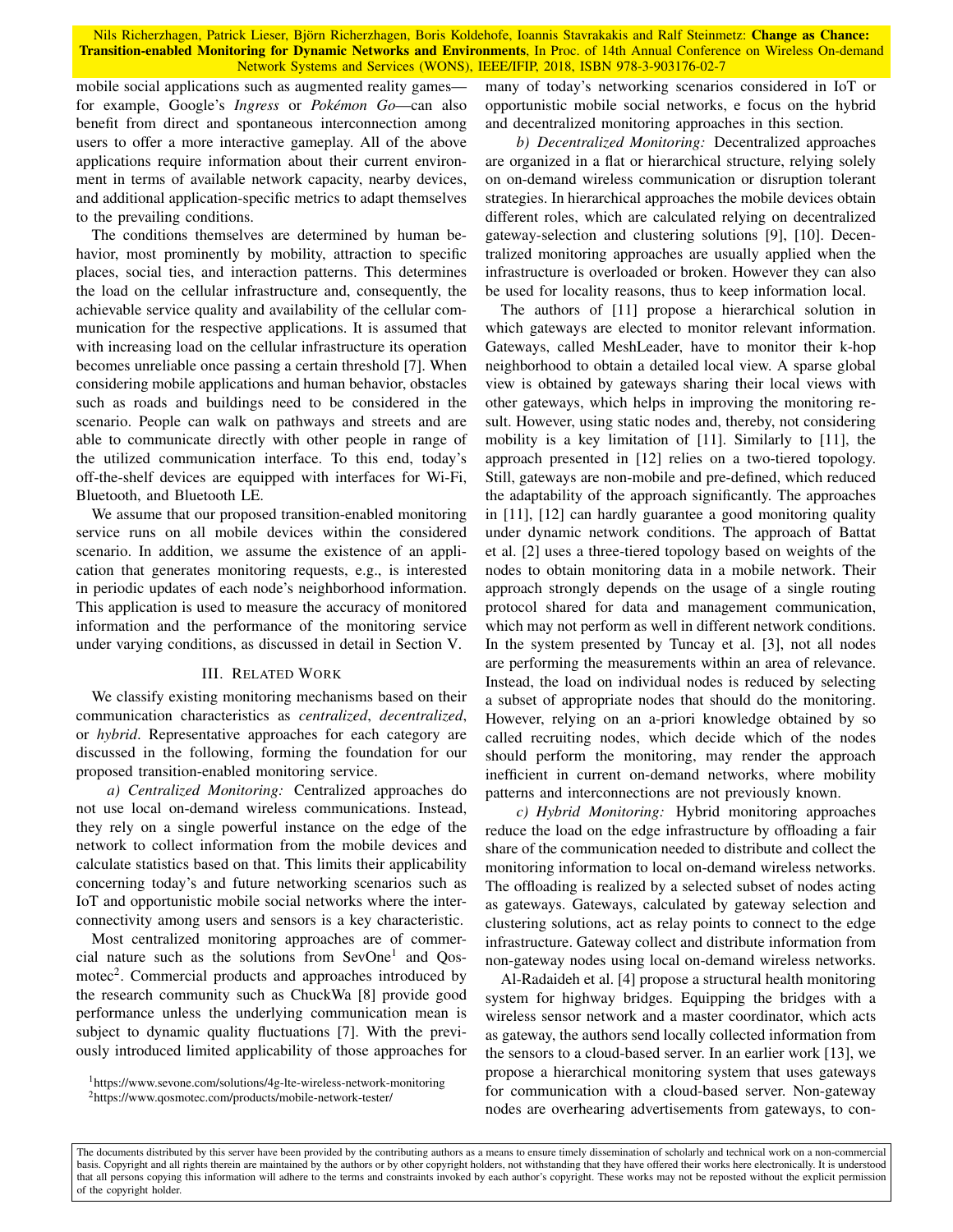mobile social applications such as augmented reality games—for example, Google's *Ingress* or *Pokémon Go*—can also benefit from direct and spontaneous interconnection among users to offer a more interactive gameplay. All of the above applications require information about their current environment in terms of available network capacity, nearby devices, and additional application-specific metrics to adapt themselves to the prevailing conditions.

The conditions themselves are determined by human behavior, most prominently by mobility, attraction to specific places, social ties, and interaction patterns. This determines the load on the cellular infrastructure and, consequently, the achievable service quality and availability of the cellular communication for the respective applications. It is assumed that with increasing load on the cellular infrastructure its operation becomes unreliable once passing a certain threshold [7]. When considering mobile applications and human behavior, obstacles such as roads and buildings need to be considered in the scenario. People can walk on pathways and streets and are able to communicate directly with other people in range of the utilized communication interface. To this end, today's off-the-shelf devices are equipped with interfaces for Wi-Fi, Bluetooth, and Bluetooth LE.

We assume that our proposed transition-enabled monitoring service runs on all mobile devices within the considered scenario. In addition, we assume the existence of an application that generates monitoring requests, e.g., is interested in periodic updates of each node's neighborhood information. This application is used to measure the accuracy of monitored information and the performance of the monitoring service under varying conditions, as discussed in detail in Section V.

## III. Related Work

We classify existing monitoring mechanisms based on their communication characteristics as *centralized*, *decentralized*, or *hybrid*. Representative approaches for each category are discussed in the following, forming the foundation for our proposed transition-enabled monitoring service.

*a) Centralized Monitoring:* Centralized approaches do not use local on-demand wireless communications. Instead, they rely on a single powerful instance on the edge of the network to collect information from the mobile devices and calculate statistics based on that. This limits their applicability concerning today's and future networking scenarios such as IoT and opportunistic mobile social networks where the interconnectivity among users and sensors is a key characteristic.

Most centralized monitoring approaches are of commercial nature such as the solutions from SevOne[1] and Qosmotec[2]. Commercial products and approaches introduced by the research community such as ChuckWa [8] provide good performance unless the underlying communication mean is subject to dynamic quality fluctuations [7]. With the previously introduced limited applicability of those approaches for many of today's networking scenarios considered in IoT or opportunistic mobile social networks, e focus on the hybrid and decentralized monitoring approaches in this section.

*b) Decentralized Monitoring:* Decentralized approaches are organized in a flat or hierarchical structure, relying solely on on-demand wireless communication or disruption tolerant strategies. In hierarchical approaches the mobile devices obtain different roles, which are calculated relying on decentralized gateway-selection and clustering solutions [9], [10]. Decentralized monitoring approaches are usually applied when the infrastructure is overloaded or broken. However they can also be used for locality reasons, thus to keep information local.

The authors of [11] propose a hierarchical solution in which gateways are elected to monitor relevant information. Gateways, called MeshLeader, have to monitor their k-hop neighborhood to obtain a detailed local view. A sparse global view is obtained by gateways sharing their local views with other gateways, which helps in improving the monitoring result. However, using static nodes and, thereby, not considering mobility is a key limitation of [11]. Similarly to [11], the approach presented in [12] relies on a two-tiered topology. Still, gateways are non-mobile and pre-defined, which reduced the adaptability of the approach significantly. The approaches in [11], [12] can hardly guarantee a good monitoring quality under dynamic network conditions. The approach of Battat et al. [2] uses a three-tiered topology based on weights of the nodes to obtain monitoring data in a mobile network. Their approach strongly depends on the usage of a single routing protocol shared for data and management communication, which may not perform as well in different network conditions. In the system presented by Tuncay et al. [3], not all nodes are performing the measurements within an area of relevance. Instead, the load on individual nodes is reduced by selecting a subset of appropriate nodes that should do the monitoring. However, relying on an a-priori knowledge obtained by so called recruiting nodes, which decide which of the nodes should perform the monitoring, may render the approach inefficient in current on-demand networks, where mobility patterns and interconnections are not previously known.

*c) Hybrid Monitoring:* Hybrid monitoring approaches reduce the load on the edge infrastructure by offloading a fair share of the communication needed to distribute and collect the monitoring information to local on-demand wireless networks. The offloading is realized by a selected subset of nodes acting as gateways. Gateways, calculated by gateway selection and clustering solutions, act as relay points to connect to the edge infrastructure. Gateway collect and distribute information from non-gateway nodes using local on-demand wireless networks.

Al-Radaideh et al. [4] propose a structural health monitoring system for highway bridges. Equipping the bridges with a wireless sensor network and a master coordinator, which acts as gateway, the authors send locally collected information from the sensors to a cloud-based server. In an earlier work [13], we propose a hierarchical monitoring system that uses gateways for communication with a cloud-based server. Non-gateway nodes are overhearing advertisements from gateways, to con-

[1] https://www.sevone.com/solutions/4g-lte-wireless-network-monitoring

[2] https://www.qosmotec.com/products/mobile-network-tester/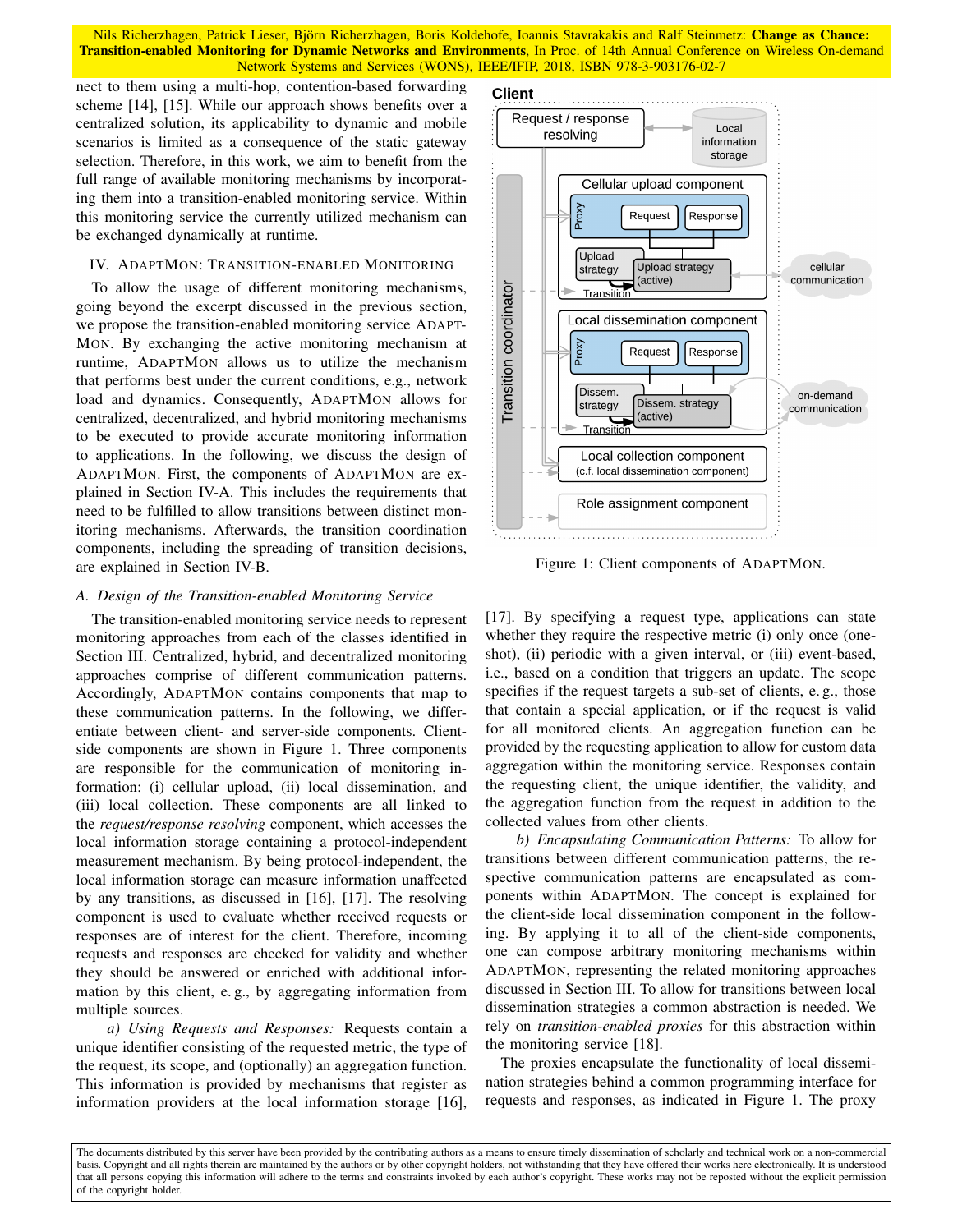nect to them using a multi-hop, contention-based forwarding scheme [14], [15]. While our approach shows benefits over a centralized solution, its applicability to dynamic and mobile scenarios is limited as a consequence of the static gateway selection. Therefore, in this work, we aim to benefit from the full range of available monitoring mechanisms by incorporating them into a transition-enabled monitoring service. Within this monitoring service the currently utilized mechanism can be exchanged dynamically at runtime.

## IV. AdaptMon: Transition-enabled Monitoring

To allow the usage of different monitoring mechanisms, going beyond the excerpt discussed in the previous section, we propose the transition-enabled monitoring service AdaptMon. By exchanging the active monitoring mechanism at runtime, AdaptMon allows us to utilize the mechanism that performs best under the current conditions, e.g., network load and dynamics. Consequently, AdaptMon allows for centralized, decentralized, and hybrid monitoring mechanisms to be executed to provide accurate monitoring information to applications. In the following, we discuss the design of AdaptMon. First, the components of AdaptMon are explained in Section IV-A. This includes the requirements that need to be fulfilled to allow transitions between distinct monitoring mechanisms. Afterwards, the transition coordination components, including the spreading of transition decisions, are explained in Section IV-B.

Client
Request / response resolving
Local information storage
Cellular upload component
Proxy
Request
Response
Upload strategy
Upload strategy (active)
Transition
cellular communication
Local dissemination component
Proxy
Request
Response
Dissem. strategy
Dissem. strategy (active)
Transition
on-demand communication
Local collection component (c.f. local dissemination component)
Role assignment component
Transition coordinator

Figure 1: Client components of AdaptMon.

### A. Design of the Transition-enabled Monitoring Service

The transition-enabled monitoring service needs to represent monitoring approaches from each of the classes identified in Section III. Centralized, hybrid, and decentralized monitoring approaches comprise of different communication patterns. Accordingly, AdaptMon contains components that map to these communication patterns. In the following, we differentiate between client- and server-side components. Client-side components are shown in Figure 1. Three components are responsible for the communication of monitoring information: (i) cellular upload, (ii) local dissemination, and (iii) local collection. These components are all linked to the *request/response resolving* component, which accesses the local information storage containing a protocol-independent measurement mechanism. By being protocol-independent, the local information storage can measure information unaffected by any transitions, as discussed in [16], [17]. The resolving component is used to evaluate whether received requests or responses are of interest for the client. Therefore, incoming requests and responses are checked for validity and whether they should be answered or enriched with additional information by this client, e. g., by aggregating information from multiple sources.

*a) Using Requests and Responses:* Requests contain a unique identifier consisting of the requested metric, the type of the request, its scope, and (optionally) an aggregation function. This information is provided by mechanisms that register as information providers at the local information storage [16], [17]. By specifying a request type, applications can state whether they require the respective metric (i) only once (one-shot), (ii) periodic with a given interval, or (iii) event-based, i.e., based on a condition that triggers an update. The scope specifies if the request targets a sub-set of clients, e. g., those that contain a special application, or if the request is valid for all monitored clients. An aggregation function can be provided by the requesting application to allow for custom data aggregation within the monitoring service. Responses contain the requesting client, the unique identifier, the validity, and the aggregation function from the request in addition to the collected values from other clients.

*b) Encapsulating Communication Patterns:* To allow for transitions between different communication patterns, the respective communication patterns are encapsulated as components within AdaptMon. The concept is explained for the client-side local dissemination component in the following. By applying it to all of the client-side components, one can compose arbitrary monitoring mechanisms within AdaptMon, representing the related monitoring approaches discussed in Section III. To allow for transitions between local dissemination strategies a common abstraction is needed. We rely on *transition-enabled proxies* for this abstraction within the monitoring service [18].

The proxies encapsulate the functionality of local dissemination strategies behind a common programming interface for requests and responses, as indicated in Figure 1. The proxy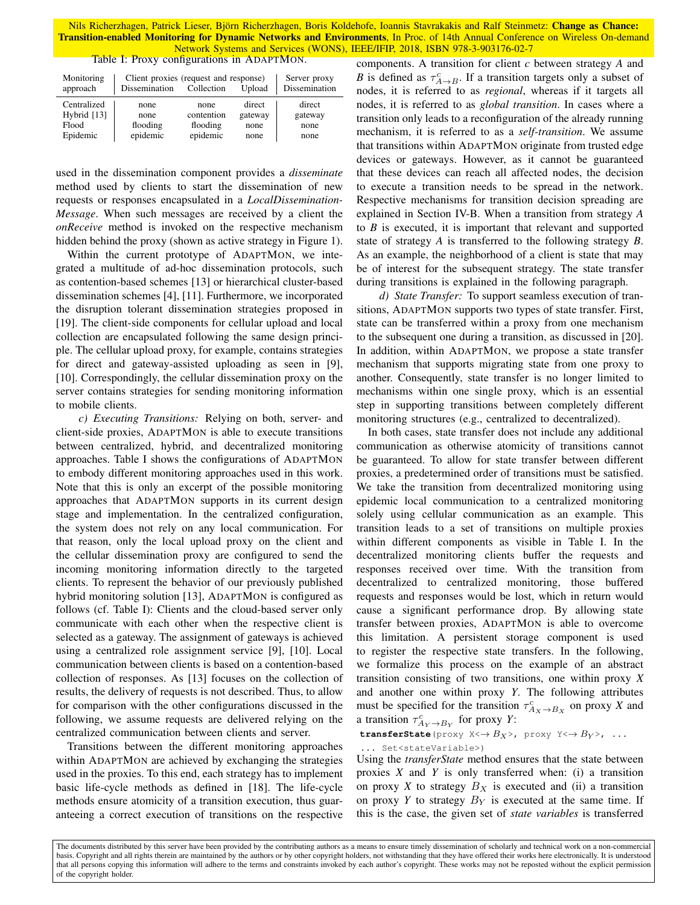Table I: Proxy configurations in ADAPTMON.

| Monitoring approach | Client proxies (request and response) | | | Server proxy |
|---|---|---|---|---|
| | Dissemination | Collection | Upload | Dissemination |
| Centralized | none | none | direct | direct |
| Hybrid [13] | none | contention | gateway | gateway |
| Flood | flooding | flooding | none | none |
| Epidemic | epidemic | epidemic | none | none |

used in the dissemination component provides a *disseminate* method used by clients to start the dissemination of new requests or responses encapsulated in a *LocalDisseminationMessage*. When such messages are received by a client the *onReceive* method is invoked on the respective mechanism hidden behind the proxy (shown as active strategy in Figure 1).

Within the current prototype of ADAPTMON, we integrated a multitude of ad-hoc dissemination protocols, such as contention-based schemes [13] or hierarchical cluster-based dissemination schemes [4], [11]. Furthermore, we incorporated the disruption tolerant dissemination strategies proposed in [19]. The client-side components for cellular upload and local collection are encapsulated following the same design principle. The cellular upload proxy, for example, contains strategies for direct and gateway-assisted uploading as seen in [9], [10]. Correspondingly, the cellular dissemination proxy on the server contains strategies for sending monitoring information to mobile clients.

*c) Executing Transitions:* Relying on both, server- and client-side proxies, ADAPTMON is able to execute transitions between centralized, hybrid, and decentralized monitoring approaches. Table I shows the configurations of ADAPTMON to embody different monitoring approaches used in this work. Note that this is only an excerpt of the possible monitoring approaches that ADAPTMON supports in its current design stage and implementation. In the centralized configuration, the system does not rely on any local communication. For that reason, only the local upload proxy on the client and the cellular dissemination proxy are configured to send the incoming monitoring information directly to the targeted clients. To represent the behavior of our previously published hybrid monitoring solution [13], ADAPTMON is configured as follows (cf. Table I): Clients and the cloud-based server only communicate with each other when the respective client is selected as a gateway. The assignment of gateways is achieved using a centralized role assignment service [9], [10]. Local communication between clients is based on a contention-based collection of responses. As [13] focuses on the collection of results, the delivery of requests is not described. Thus, to allow for comparison with the other configurations discussed in the following, we assume requests are delivered relying on the centralized communication between clients and server.

Transitions between the different monitoring approaches within ADAPTMON are achieved by exchanging the strategies used in the proxies. To this end, each strategy has to implement basic life-cycle methods as defined in [18]. The life-cycle methods ensure atomicity of a transition execution, thus guaranteeing a correct execution of transitions on the respective components. A transition for client $c$ between strategy $A$ and $B$ is defined as $\tau^{c}_{A \rightarrow B}$. If a transition targets only a subset of nodes, it is referred to as *regional*, whereas if it targets all nodes, it is referred to as *global transition*. In cases where a transition only leads to a reconfiguration of the already running mechanism, it is referred to as a *self-transition*. We assume that transitions within ADAPTMON originate from trusted edge devices or gateways. However, as it cannot be guaranteed that these devices can reach all affected nodes, the decision to execute a transition needs to be spread in the network. Respective mechanisms for transition decision spreading are explained in Section IV-B. When a transition from strategy $A$ to $B$ is executed, it is important that relevant and supported state of strategy $A$ is transferred to the following strategy $B$. As an example, the neighborhood of a client is state that may be of interest for the subsequent strategy. The state transfer during transitions is explained in the following paragraph.

*d) State Transfer:* To support seamless execution of transitions, ADAPTMON supports two types of state transfer. First, state can be transferred within a proxy from one mechanism to the subsequent one during a transition, as discussed in [20]. In addition, within ADAPTMON, we propose a state transfer mechanism that supports migrating state from one proxy to another. Consequently, state transfer is no longer limited to mechanisms within one single proxy, which is an essential step in supporting transitions between completely different monitoring structures (e.g., centralized to decentralized).

In both cases, state transfer does not include any additional communication as otherwise atomicity of transitions cannot be guaranteed. To allow for state transfer between different proxies, a predetermined order of transitions must be satisfied. We take the transition from decentralized monitoring using epidemic local communication to a centralized monitoring solely using cellular communication as an example. This transition leads to a set of transitions on multiple proxies within different components as visible in Table I. In the decentralized monitoring clients buffer the requests and responses received over time. With the transition from decentralized to centralized monitoring, those buffered requests and responses would be lost, which in return would cause a significant performance drop. By allowing state transfer between proxies, ADAPTMON is able to overcome this limitation. A persistent storage component is used to register the respective state transfers. In the following, we formalize this process on the example of an abstract transition consisting of two transitions, one within proxy $X$ and another one within proxy $Y$. The following attributes must be specified for the transition $\tau^{c}_{A_X \rightarrow B_X}$ on proxy $X$ and a transition $\tau^{c}_{A_Y \rightarrow B_Y}$ for proxy $Y$:

```
transferState(proxy X<→ B_X>, proxy Y<→ B_Y>, ...
... Set<stateVariable>)
```

Using the *transferState* method ensures that the state between proxies $X$ and $Y$ is only transferred when: (i) a transition on proxy $X$ to strategy $B_X$ is executed and (ii) a transition on proxy $Y$ to strategy $B_Y$ is executed at the same time. If this is the case, the given set of *state variables* is transferred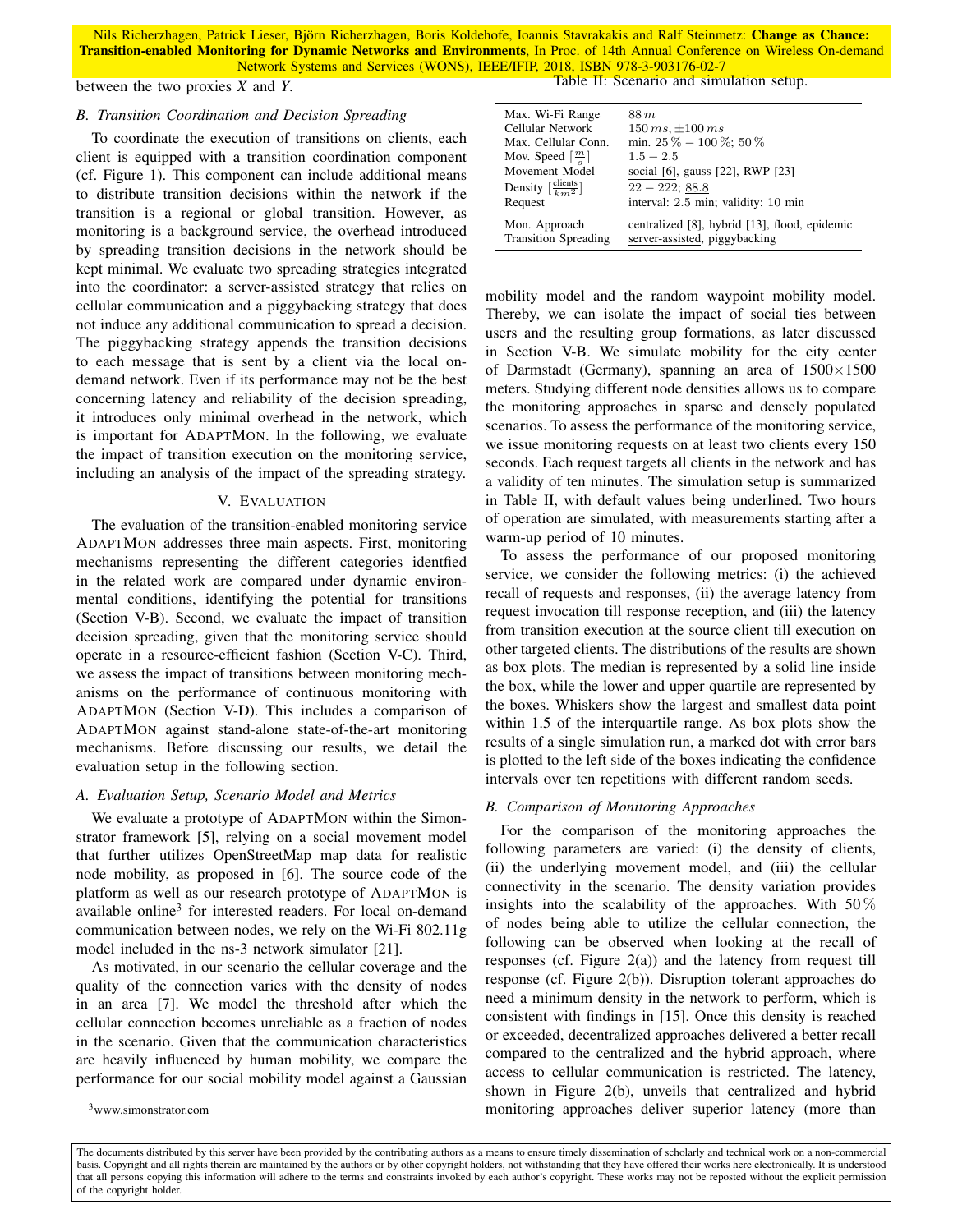between the two proxies $X$ and $Y$.

### B. Transition Coordination and Decision Spreading

To coordinate the execution of transitions on clients, each client is equipped with a transition coordination component (cf. Figure 1). This component can include additional means to distribute transition decisions within the network if the transition is a regional or global transition. However, as monitoring is a background service, the overhead introduced by spreading transition decisions in the network should be kept minimal. We evaluate two spreading strategies integrated into the coordinator: a server-assisted strategy that relies on cellular communication and a piggybacking strategy that does not induce any additional communication to spread a decision. The piggybacking strategy appends the transition decisions to each message that is sent by a client via the local on-demand network. Even if its performance may not be the best concerning latency and reliability of the decision spreading, it introduces only minimal overhead in the network, which is important for AdaptMon. In the following, we evaluate the impact of transition execution on the monitoring service, including an analysis of the impact of the spreading strategy.

## V. Evaluation

The evaluation of the transition-enabled monitoring service AdaptMon addresses three main aspects. First, monitoring mechanisms representing the different categories identfied in the related work are compared under dynamic environmental conditions, identifying the potential for transitions (Section V-B). Second, we evaluate the impact of transition decision spreading, given that the monitoring service should operate in a resource-efficient fashion (Section V-C). Third, we assess the impact of transitions between monitoring mechanisms on the performance of continuous monitoring with AdaptMon (Section V-D). This includes a comparison of AdaptMon against stand-alone state-of-the-art monitoring mechanisms. Before discussing our results, we detail the evaluation setup in the following section.

### A. Evaluation Setup, Scenario Model and Metrics

We evaluate a prototype of AdaptMon within the Simonstrator framework [5], relying on a social movement model that further utilizes OpenStreetMap map data for realistic node mobility, as proposed in [6]. The source code of the platform as well as our research prototype of AdaptMon is available online[3] for interested readers. For local on-demand communication between nodes, we rely on the Wi-Fi 802.11g model included in the ns-3 network simulator [21].

As motivated, in our scenario the cellular coverage and the quality of the connection varies with the density of nodes in an area [7]. We model the threshold after which the cellular connection becomes unreliable as a fraction of nodes in the scenario. Given that the communication characteristics are heavily influenced by human mobility, we compare the performance for our social mobility model against a Gaussian mobility model and the random waypoint mobility model. Thereby, we can isolate the impact of social ties between users and the resulting group formations, as later discussed in Section V-B. We simulate mobility for the city center of Darmstadt (Germany), spanning an area of 1500×1500 meters. Studying different node densities allows us to compare the monitoring approaches in sparse and densely populated scenarios. To assess the performance of the monitoring service, we issue monitoring requests on at least two clients every 150 seconds. Each request targets all clients in the network and has a validity of ten minutes. The simulation setup is summarized in Table II, with default values being underlined. Two hours of operation are simulated, with measurements starting after a warm-up period of 10 minutes.

Table II: Scenario and simulation setup.

| | |
|---|---|
| Max. Wi-Fi Range | $88\,m$ |
| Cellular Network | $150\,ms$, $\pm 100\,ms$ |
| Max. Cellular Conn. | min. $25\,\%$ – $100\,\%$; <u>$50\,\%$</u> |
| Mov. Speed $[\frac{m}{s}]$ | $1.5 - 2.5$ |
| Movement Model | <u>social</u> [6], gauss [22], RWP [23] |
| Density $[\frac{\text{clients}}{km^2}]$ | $22 - 222$; <u>$88.8$</u> |
| Request | interval: 2.5 min; validity: 10 min |
| Mon. Approach | centralized [8], hybrid [13], flood, epidemic |
| Transition Spreading | <u>server-assisted</u>, piggybacking |

To assess the performance of our proposed monitoring service, we consider the following metrics: (i) the achieved recall of requests and responses, (ii) the average latency from request invocation till response reception, and (iii) the latency from transition execution at the source client till execution on other targeted clients. The distributions of the results are shown as box plots. The median is represented by a solid line inside the box, while the lower and upper quartile are represented by the boxes. Whiskers show the largest and smallest data point within 1.5 of the interquartile range. As box plots show the results of a single simulation run, a marked dot with error bars is plotted to the left side of the boxes indicating the confidence intervals over ten repetitions with different random seeds.

### B. Comparison of Monitoring Approaches

For the comparison of the monitoring approaches the following parameters are varied: (i) the density of clients, (ii) the underlying movement model, and (iii) the cellular connectivity in the scenario. The density variation provides insights into the scalability of the approaches. With $50\,\%$ of nodes being able to utilize the cellular connection, the following can be observed when looking at the recall of responses (cf. Figure 2(a)) and the latency from request till response (cf. Figure 2(b)). Disruption tolerant approaches do need a minimum density in the network to perform, which is consistent with findings in [15]. Once this density is reached or exceeded, decentralized approaches delivered a better recall compared to the centralized and the hybrid approach, where access to cellular communication is restricted. The latency, shown in Figure 2(b), unveils that centralized and hybrid monitoring approaches deliver superior latency (more than

[3] www.simonstrator.com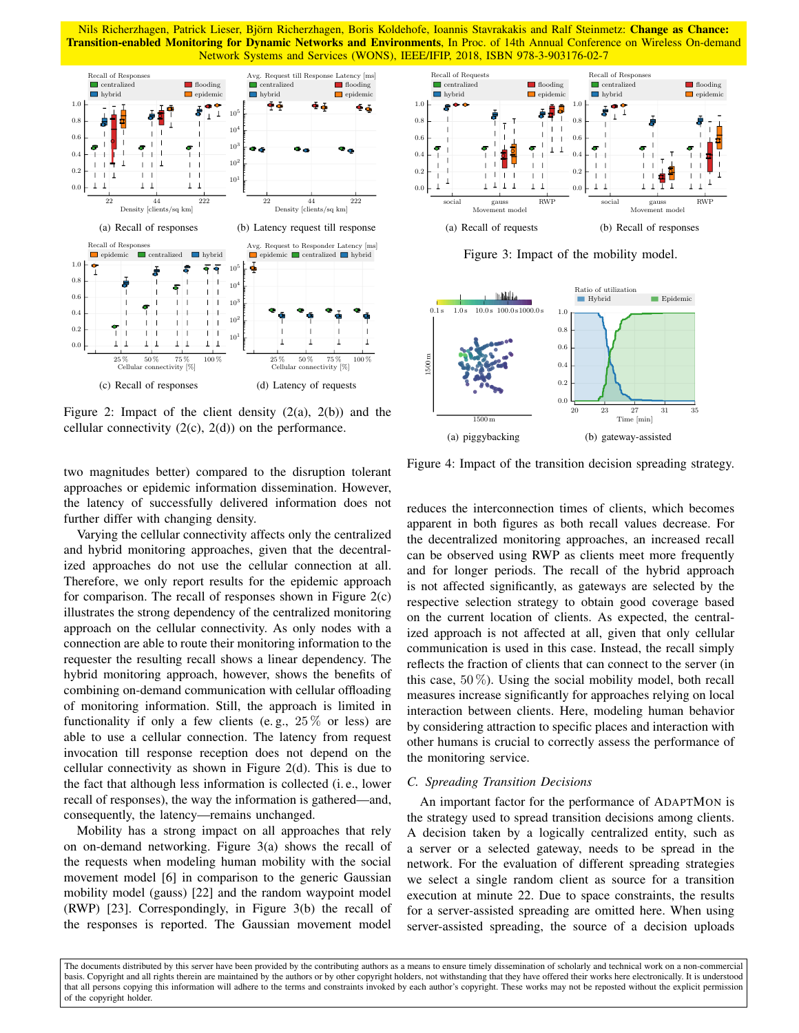Nils Richerzhagen, Patrick Lieser, Björn Richerzhagen, Boris Koldehofe, Ioannis Stavrakakis and Ralf Steinmetz: **Change as Chance: Transition-enabled Monitoring for Dynamic Networks and Environments**, In Proc. of 14th Annual Conference on Wireless On-demand Network Systems and Services (WONS), IEEE/IFIP, 2018, ISBN 978-3-903176-02-7

(a) Recall of responses

(b) Latency request till response

(c) Recall of responses

(d) Latency of requests

Figure 2: Impact of the client density (2(a), 2(b)) and the cellular connectivity (2(c), 2(d)) on the performance.

(a) Recall of requests

(b) Recall of responses

Figure 3: Impact of the mobility model.

(a) piggybacking

(b) gateway-assisted

Figure 4: Impact of the transition decision spreading strategy.

two magnitudes better) compared to the disruption tolerant approaches or epidemic information dissemination. However, the latency of successfully delivered information does not further differ with changing density.

Varying the cellular connectivity affects only the centralized and hybrid monitoring approaches, given that the decentralized approaches do not use the cellular connection at all. Therefore, we only report results for the epidemic approach for comparison. The recall of responses shown in Figure 2(c) illustrates the strong dependency of the centralized monitoring approach on the cellular connectivity. As only nodes with a connection are able to route their monitoring information to the requester the resulting recall shows a linear dependency. The hybrid monitoring approach, however, shows the benefits of combining on-demand communication with cellular offloading of monitoring information. Still, the approach is limited in functionality if only a few clients (e. g., $25\,\%$ or less) are able to use a cellular connection. The latency from request invocation till response reception does not depend on the cellular connectivity as shown in Figure 2(d). This is due to the fact that although less information is collected (i. e., lower recall of responses), the way the information is gathered—and, consequently, the latency—remains unchanged.

Mobility has a strong impact on all approaches that rely on on-demand networking. Figure 3(a) shows the recall of the requests when modeling human mobility with the social movement model [6] in comparison to the generic Gaussian mobility model (gauss) [22] and the random waypoint model (RWP) [23]. Correspondingly, in Figure 3(b) the recall of the responses is reported. The Gaussian movement model reduces the interconnection times of clients, which becomes apparent in both figures as both recall values decrease. For the decentralized monitoring approaches, an increased recall can be observed using RWP as clients meet more frequently and for longer periods. The recall of the hybrid approach is not affected significantly, as gateways are selected by the respective selection strategy to obtain good coverage based on the current location of clients. As expected, the centralized approach is not affected at all, given that only cellular communication is used in this case. Instead, the recall simply reflects the fraction of clients that can connect to the server (in this case, $50\,\%$). Using the social mobility model, both recall measures increase significantly for approaches relying on local interaction between clients. Here, modeling human behavior by considering attraction to specific places and interaction with other humans is crucial to correctly assess the performance of the monitoring service.

### C. Spreading Transition Decisions

An important factor for the performance of AdaptMon is the strategy used to spread transition decisions among clients. A decision taken by a logically centralized entity, such as a server or a selected gateway, needs to be spread in the network. For the evaluation of different spreading strategies we select a single random client as source for a transition execution at minute 22. Due to space constraints, the results for a server-assisted spreading are omitted here. When using server-assisted spreading, the source of a decision uploads

The documents distributed by this server have been provided by the contributing authors as a means to ensure timely dissemination of scholarly and technical work on a non-commercial basis. Copyright and all rights therein are maintained by the authors or by other copyright holders, not withstanding that they have offered their works here electronically. It is understood that all persons copying this information will adhere to the terms and constraints invoked by each author's copyright. These works may not be reposted without the explicit permission of the copyright holder.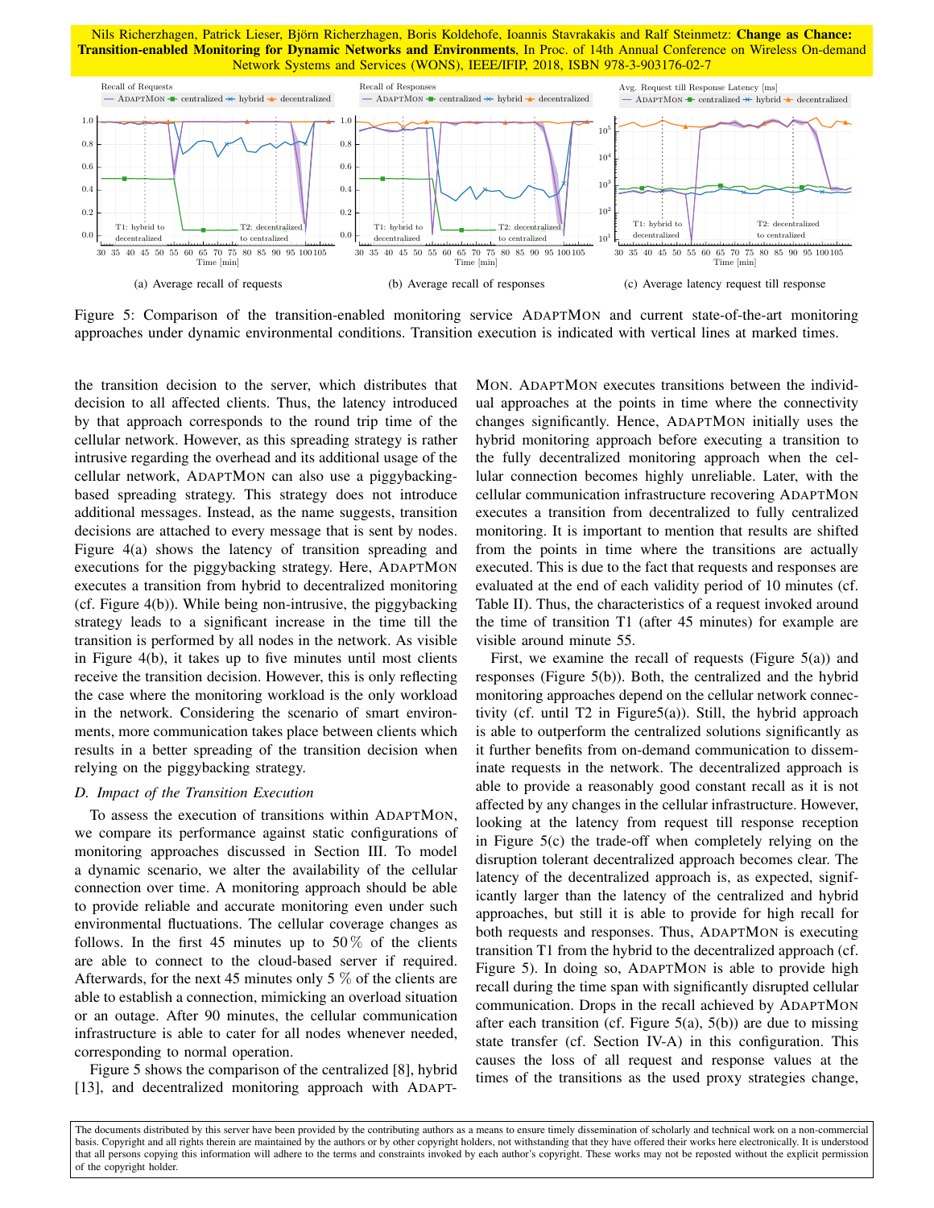(a) Average recall of requests

(b) Average recall of responses

(c) Average latency request till response

Figure 5: Comparison of the transition-enabled monitoring service ADAPTMON and current state-of-the-art monitoring approaches under dynamic environmental conditions. Transition execution is indicated with vertical lines at marked times.

the transition decision to the server, which distributes that decision to all affected clients. Thus, the latency introduced by that approach corresponds to the round trip time of the cellular network. However, as this spreading strategy is rather intrusive regarding the overhead and its additional usage of the cellular network, ADAPTMON can also use a piggybacking-based spreading strategy. This strategy does not introduce additional messages. Instead, as the name suggests, transition decisions are attached to every message that is sent by nodes. Figure 4(a) shows the latency of transition spreading and executions for the piggybacking strategy. Here, ADAPTMON executes a transition from hybrid to decentralized monitoring (cf. Figure 4(b)). While being non-intrusive, the piggybacking strategy leads to a significant increase in the time till the transition is performed by all nodes in the network. As visible in Figure 4(b), it takes up to five minutes until most clients receive the transition decision. However, this is only reflecting the case where the monitoring workload is the only workload in the network. Considering the scenario of smart environments, more communication takes place between clients which results in a better spreading of the transition decision when relying on the piggybacking strategy.

### D. Impact of the Transition Execution

To assess the execution of transitions within ADAPTMON, we compare its performance against static configurations of monitoring approaches discussed in Section III. To model a dynamic scenario, we alter the availability of the cellular connection over time. A monitoring approach should be able to provide reliable and accurate monitoring even under such environmental fluctuations. The cellular coverage changes as follows. In the first 45 minutes up to 50 % of the clients are able to connect to the cloud-based server if required. Afterwards, for the next 45 minutes only 5 % of the clients are able to establish a connection, mimicking an overload situation or an outage. After 90 minutes, the cellular communication infrastructure is able to cater for all nodes whenever needed, corresponding to normal operation.

Figure 5 shows the comparison of the centralized [8], hybrid [13], and decentralized monitoring approach with ADAPTMON. ADAPTMON executes transitions between the individual approaches at the points in time where the connectivity changes significantly. Hence, ADAPTMON initially uses the hybrid monitoring approach before executing a transition to the fully decentralized monitoring approach when the cellular connection becomes highly unreliable. Later, with the cellular communication infrastructure recovering ADAPTMON executes a transition from decentralized to fully centralized monitoring. It is important to mention that results are shifted from the points in time where the transitions are actually executed. This is due to the fact that requests and responses are evaluated at the end of each validity period of 10 minutes (cf. Table II). Thus, the characteristics of a request invoked around the time of transition T1 (after 45 minutes) for example are visible around minute 55.

First, we examine the recall of requests (Figure 5(a)) and responses (Figure 5(b)). Both, the centralized and the hybrid monitoring approaches depend on the cellular network connectivity (cf. until T2 in Figure5(a)). Still, the hybrid approach is able to outperform the centralized solutions significantly as it further benefits from on-demand communication to disseminate requests in the network. The decentralized approach is able to provide a reasonably good constant recall as it is not affected by any changes in the cellular infrastructure. However, looking at the latency from request till response reception in Figure 5(c) the trade-off when completely relying on the disruption tolerant decentralized approach becomes clear. The latency of the decentralized approach is, as expected, significantly larger than the latency of the centralized and hybrid approaches, but still it is able to provide for high recall for both requests and responses. Thus, ADAPTMON is executing transition T1 from the hybrid to the decentralized approach (cf. Figure 5). In doing so, ADAPTMON is able to provide high recall during the time span with significantly disrupted cellular communication. Drops in the recall achieved by ADAPTMON after each transition (cf. Figure 5(a), 5(b)) are due to missing state transfer (cf. Section IV-A) in this configuration. This causes the loss of all request and response values at the times of the transitions as the used proxy strategies change,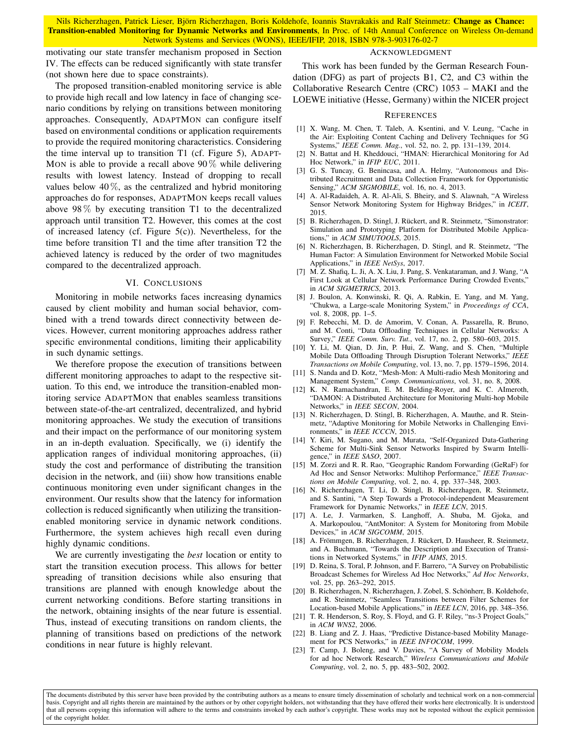motivating our state transfer mechanism proposed in Section IV. The effects can be reduced significantly with state transfer (not shown here due to space constraints).

The proposed transition-enabled monitoring service is able to provide high recall and low latency in face of changing scenario conditions by relying on transitions between monitoring approaches. Consequently, ADAPTMON can configure itself based on environmental conditions or application requirements to provide the required monitoring characteristics. Considering the time interval up to transition T1 (cf. Figure 5), ADAPTMON is able to provide a recall above 90 % while delivering results with lowest latency. Instead of dropping to recall values below 40 %, as the centralized and hybrid monitoring approaches do for responses, ADAPTMON keeps recall values above 98 % by executing transition T1 to the decentralized approach until transition T2. However, this comes at the cost of increased latency (cf. Figure 5(c)). Nevertheless, for the time before transition T1 and the time after transition T2 the achieved latency is reduced by the order of two magnitudes compared to the decentralized approach.

## VI. Conclusions

Monitoring in mobile networks faces increasing dynamics caused by client mobility and human social behavior, combined with a trend towards direct connectivity between devices. However, current monitoring approaches address rather specific environmental conditions, limiting their applicability in such dynamic settings.

We therefore propose the execution of transitions between different monitoring approaches to adapt to the respective situation. To this end, we introduce the transition-enabled monitoring service ADAPTMON that enables seamless transitions between state-of-the-art centralized, decentralized, and hybrid monitoring approaches. We study the execution of transitions and their impact on the performance of our monitoring system in an in-depth evaluation. Specifically, we (i) identify the application ranges of individual monitoring approaches, (ii) study the cost and performance of distributing the transition decision in the network, and (iii) show how transitions enable continuous monitoring even under significant changes in the environment. Our results show that the latency for information collection is reduced significantly when utilizing the transition-enabled monitoring service in dynamic network conditions. Furthermore, the system achieves high recall even during highly dynamic conditions.

We are currently investigating the *best* location or entity to start the transition execution process. This allows for better spreading of transition decisions while also ensuring that transitions are planned with enough knowledge about the current networking conditions. Before starting transitions in the network, obtaining insights of the near future is essential. Thus, instead of executing transitions on random clients, the planning of transitions based on predictions of the network conditions in near future is highly relevant.

## Acknowledgment

This work has been funded by the German Research Foundation (DFG) as part of projects B1, C2, and C3 within the Collaborative Research Centre (CRC) 1053 – MAKI and the LOEWE initiative (Hesse, Germany) within the NICER project

## References

[1] X. Wang, M. Chen, T. Taleb, A. Ksentini, and V. Leung, "Cache in the Air: Exploiting Content Caching and Delivery Techniques for 5G Systems," *IEEE Comm. Mag.*, vol. 52, no. 2, pp. 131–139, 2014.

[2] N. Battat and H. Kheddouci, "HMAN: Hierarchical Monitoring for Ad Hoc Network," in *IFIP EUC*, 2011.

[3] G. S. Tuncay, G. Benincasa, and A. Helmy, "Autonomous and Distributed Recruitment and Data Collection Framework for Opportunistic Sensing," *ACM SIGMOBILE*, vol. 16, no. 4, 2013.

[4] A. Al-Radaideh, A. R. Al-Ali, S. Bheiry, and S. Alawnah, "A Wireless Sensor Network Monitoring System for Highway Bridges," in *ICEIT*, 2015.

[5] B. Richerzhagen, D. Stingl, J. Rückert, and R. Steinmetz, "Simonstrator: Simulation and Prototyping Platform for Distributed Mobile Applications," in *ACM SIMUTOOLS*, 2015.

[6] N. Richerzhagen, B. Richerzhagen, D. Stingl, and R. Steinmetz, "The Human Factor: A Simulation Environment for Networked Mobile Social Applications," in *IEEE NetSys*, 2017.

[7] M. Z. Shafiq, L. Ji, A. X. Liu, J. Pang, S. Venkataraman, and J. Wang, "A First Look at Cellular Network Performance During Crowded Events," in *ACM SIGMETRICS*, 2013.

[8] J. Boulon, A. Konwinski, R. Qi, A. Rabkin, E. Yang, and M. Yang, "Chukwa, a Large-scale Monitoring System," in *Proceedings of CCA*, vol. 8, 2008, pp. 1–5.

[9] F. Rebecchi, M. D. de Amorim, V. Conan, A. Passarella, R. Bruno, and M. Conti, "Data Offloading Techniques in Cellular Networks: A Survey," *IEEE Comm. Surv. Tut.*, vol. 17, no. 2, pp. 580–603, 2015.

[10] Y. Li, M. Qian, D. Jin, P. Hui, Z. Wang, and S. Chen, "Multiple Mobile Data Offloading Through Disruption Tolerant Networks," *IEEE Transactions on Mobile Computing*, vol. 13, no. 7, pp. 1579–1596, 2014.

[11] S. Nanda and D. Kotz, "Mesh-Mon: A Multi-radio Mesh Monitoring and Management System," *Comp. Communications*, vol. 31, no. 8, 2008.

[12] K. N. Ramachandran, E. M. Belding-Royer, and K. C. AImeroth, "DAMON: A Distributed Architecture for Monitoring Multi-hop Mobile Networks," in *IEEE SECON*, 2004.

[13] N. Richerzhagen, D. Stingl, B. Richerzhagen, A. Mauthe, and R. Steinmetz, "Adaptive Monitoring for Mobile Networks in Challenging Environments," in *IEEE ICCCN*, 2015.

[14] Y. Kiri, M. Sugano, and M. Murata, "Self-Organized Data-Gathering Scheme for Multi-Sink Sensor Networks Inspired by Swarm Intelligence," in *IEEE SASO*, 2007.

[15] M. Zorzi and R. R. Rao, "Geographic Random Forwarding (GeRaF) for Ad Hoc and Sensor Networks: Multihop Performance," *IEEE Transactions on Mobile Computing*, vol. 2, no. 4, pp. 337–348, 2003.

[16] N. Richerzhagen, T. Li, D. Stingl, B. Richerzhagen, R. Steinmetz, and S. Santini, "A Step Towards a Protocol-independent Measurement Framework for Dynamic Networks," in *IEEE LCN*, 2015.

[17] A. Le, J. Varmarken, S. Langhoff, A. Shuba, M. Gjoka, and A. Markopoulou, "AntMonitor: A System for Monitoring from Mobile Devices," in *ACM SIGCOMM*, 2015.

[18] A. Frömmgen, B. Richerzhagen, J. Rückert, D. Hausheer, R. Steinmetz, and A. Buchmann, "Towards the Description and Execution of Transitions in Networked Systems," in *IFIP AIMS*, 2015.

[19] D. Reina, S. Toral, P. Johnson, and F. Barrero, "A Survey on Probabilistic Broadcast Schemes for Wireless Ad Hoc Networks," *Ad Hoc Networks*, vol. 25, pp. 263–292, 2015.

[20] B. Richerzhagen, N. Richerzhagen, J. Zobel, S. Schönherr, B. Koldehofe, and R. Steinmetz, "Seamless Transitions between Filter Schemes for Location-based Mobile Applications," in *IEEE LCN*, 2016, pp. 348–356.

[21] T. R. Henderson, S. Roy, S. Floyd, and G. F. Riley, "ns-3 Project Goals," in *ACM WNS2*, 2006.

[22] B. Liang and Z. J. Haas, "Predictive Distance-based Mobility Management for PCS Networks," in *IEEE INFOCOM*, 1999.

[23] T. Camp, J. Boleng, and V. Davies, "A Survey of Mobility Models for ad hoc Network Research," *Wireless Communications and Mobile Computing*, vol. 2, no. 5, pp. 483–502, 2002.